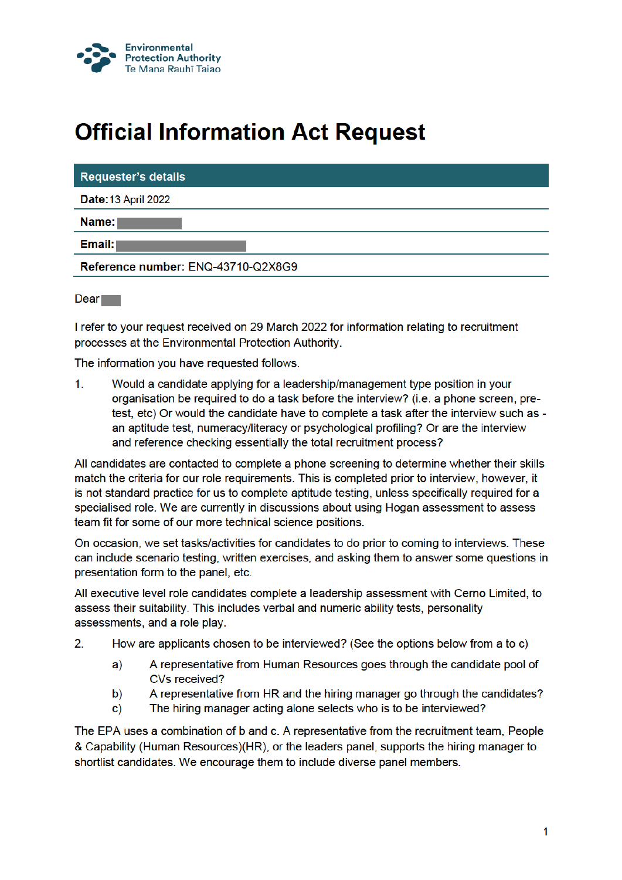Environmental Protection Authority
Te Mana Rauhī Taiao

# Official Information Act Request

| Requester's details |
|---|
| **Date:** 13 April 2022 |
| **Name:** |
| **Email:** |
| **Reference number:** ENQ-43710-Q2X8G9 |

Dear

I refer to your request received on 29 March 2022 for information relating to recruitment processes at the Environmental Protection Authority.

The information you have requested follows.

1. Would a candidate applying for a leadership/management type position in your organisation be required to do a task before the interview? (i.e. a phone screen, pre-test, etc) Or would the candidate have to complete a task after the interview such as - an aptitude test, numeracy/literacy or psychological profiling? Or are the interview and reference checking essentially the total recruitment process?

All candidates are contacted to complete a phone screening to determine whether their skills match the criteria for our role requirements. This is completed prior to interview, however, it is not standard practice for us to complete aptitude testing, unless specifically required for a specialised role. We are currently in discussions about using Hogan assessment to assess team fit for some of our more technical science positions.

On occasion, we set tasks/activities for candidates to do prior to coming to interviews. These can include scenario testing, written exercises, and asking them to answer some questions in presentation form to the panel, etc.

All executive level role candidates complete a leadership assessment with Cerno Limited, to assess their suitability. This includes verbal and numeric ability tests, personality assessments, and a role play.

2. How are applicants chosen to be interviewed? (See the options below from a to c)

    a) A representative from Human Resources goes through the candidate pool of CVs received?

    b) A representative from HR and the hiring manager go through the candidates?

    c) The hiring manager acting alone selects who is to be interviewed?

The EPA uses a combination of b and c. A representative from the recruitment team, People & Capability (Human Resources)(HR), or the leaders panel, supports the hiring manager to shortlist candidates. We encourage them to include diverse panel members.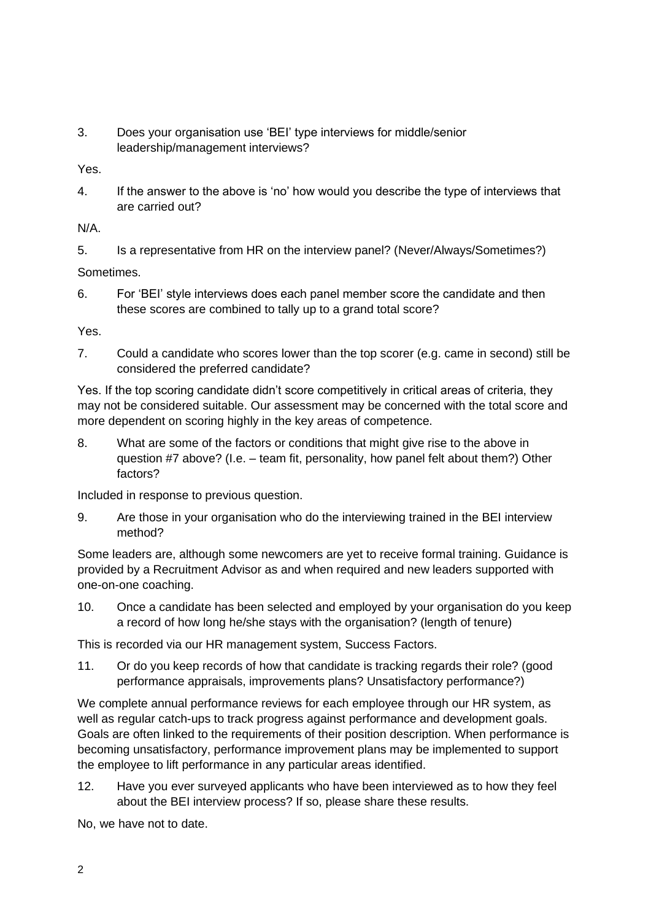3. Does your organisation use 'BEI' type interviews for middle/senior leadership/management interviews?

Yes.

4. If the answer to the above is 'no' how would you describe the type of interviews that are carried out?

N/A.

5. Is a representative from HR on the interview panel? (Never/Always/Sometimes?)

Sometimes.

6. For 'BEI' style interviews does each panel member score the candidate and then these scores are combined to tally up to a grand total score?

Yes.

7. Could a candidate who scores lower than the top scorer (e.g. came in second) still be considered the preferred candidate?

Yes. If the top scoring candidate didn't score competitively in critical areas of criteria, they may not be considered suitable. Our assessment may be concerned with the total score and more dependent on scoring highly in the key areas of competence.

8. What are some of the factors or conditions that might give rise to the above in question #7 above? (I.e. – team fit, personality, how panel felt about them?) Other factors?

Included in response to previous question.

9. Are those in your organisation who do the interviewing trained in the BEI interview method?

Some leaders are, although some newcomers are yet to receive formal training. Guidance is provided by a Recruitment Advisor as and when required and new leaders supported with one-on-one coaching.

10. Once a candidate has been selected and employed by your organisation do you keep a record of how long he/she stays with the organisation? (length of tenure)

This is recorded via our HR management system, Success Factors.

11. Or do you keep records of how that candidate is tracking regards their role? (good performance appraisals, improvements plans? Unsatisfactory performance?)

We complete annual performance reviews for each employee through our HR system, as well as regular catch-ups to track progress against performance and development goals. Goals are often linked to the requirements of their position description. When performance is becoming unsatisfactory, performance improvement plans may be implemented to support the employee to lift performance in any particular areas identified.

12. Have you ever surveyed applicants who have been interviewed as to how they feel about the BEI interview process? If so, please share these results.

No, we have not to date.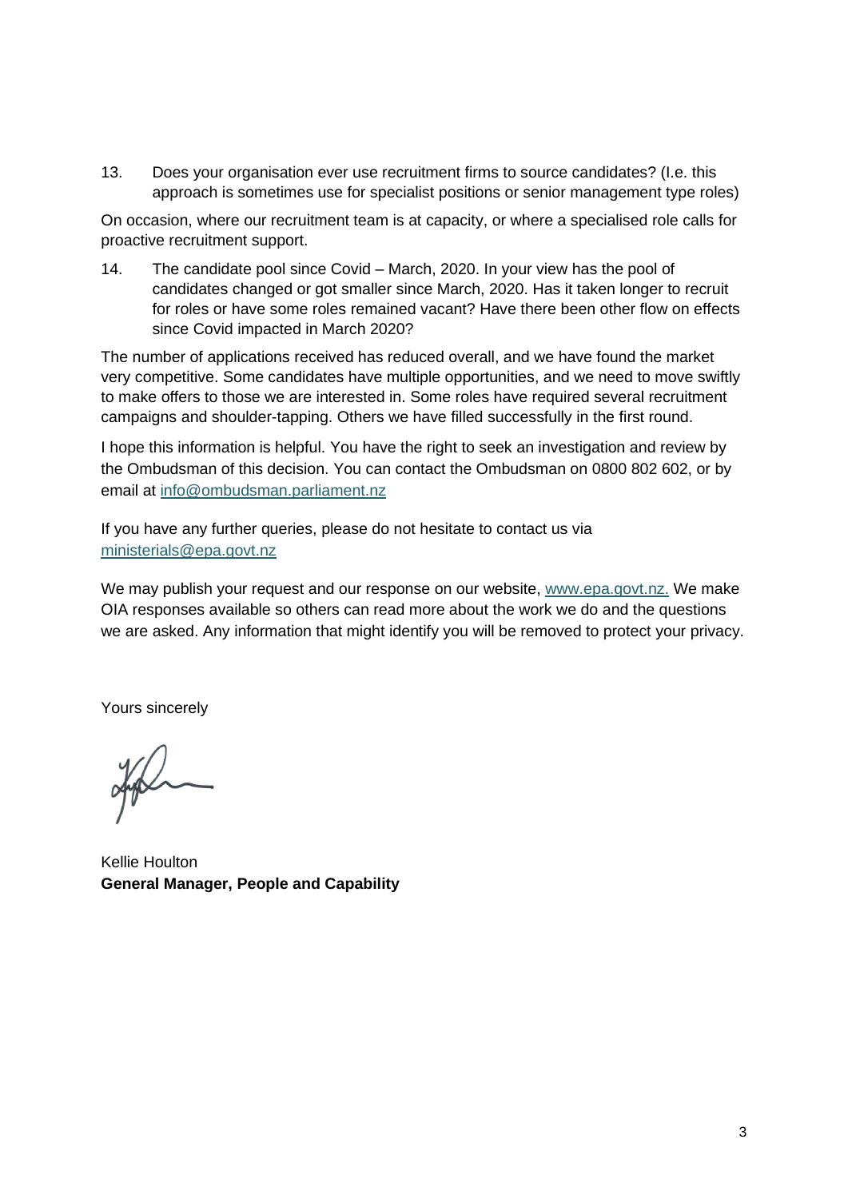13. Does your organisation ever use recruitment firms to source candidates? (I.e. this approach is sometimes use for specialist positions or senior management type roles)

On occasion, where our recruitment team is at capacity, or where a specialised role calls for proactive recruitment support.

14. The candidate pool since Covid – March, 2020. In your view has the pool of candidates changed or got smaller since March, 2020. Has it taken longer to recruit for roles or have some roles remained vacant? Have there been other flow on effects since Covid impacted in March 2020?

The number of applications received has reduced overall, and we have found the market very competitive. Some candidates have multiple opportunities, and we need to move swiftly to make offers to those we are interested in. Some roles have required several recruitment campaigns and shoulder-tapping. Others we have filled successfully in the first round.

I hope this information is helpful. You have the right to seek an investigation and review by the Ombudsman of this decision. You can contact the Ombudsman on 0800 802 602, or by email at info@ombudsman.parliament.nz

If you have any further queries, please do not hesitate to contact us via ministerials@epa.govt.nz

We may publish your request and our response on our website, www.epa.govt.nz. We make OIA responses available so others can read more about the work we do and the questions we are asked. Any information that might identify you will be removed to protect your privacy.

Yours sincerely

Kellie Houlton
**General Manager, People and Capability**